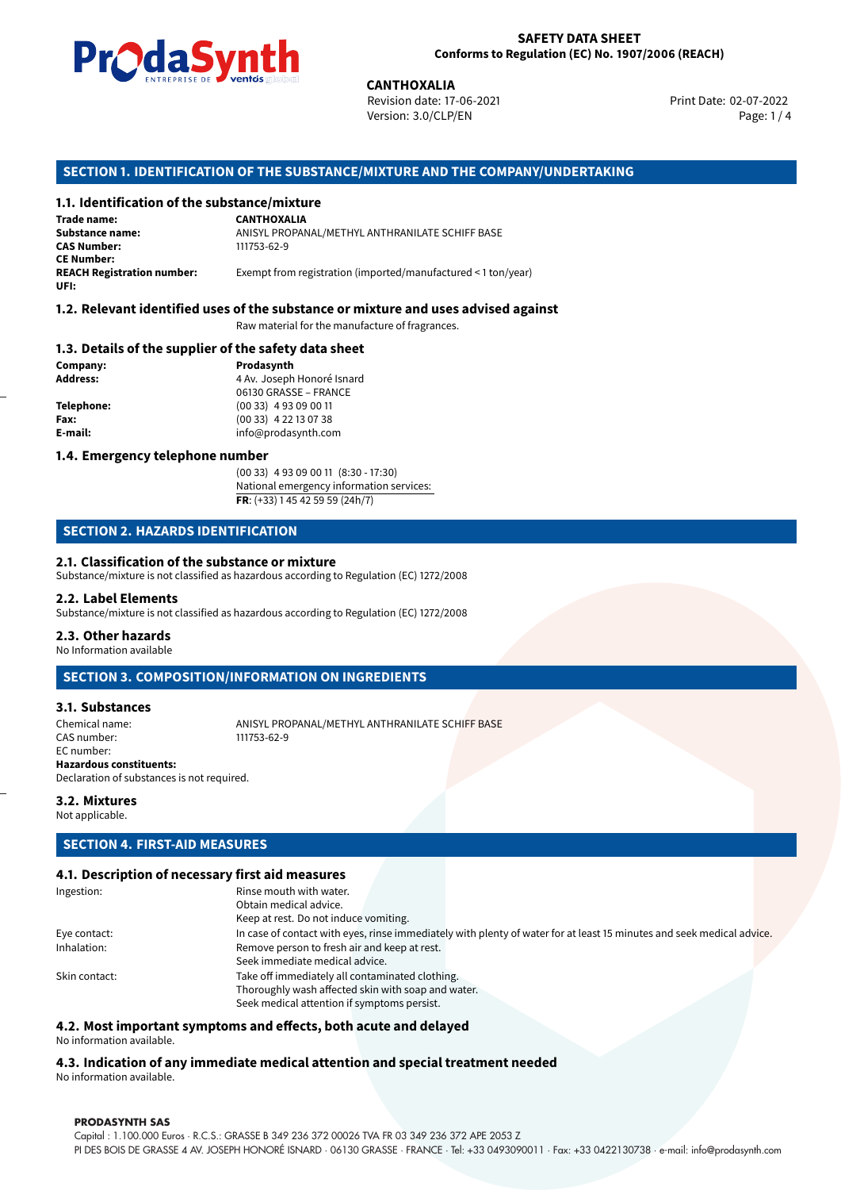**SAFETY DATA SHEET**
**Conforms to Regulation (EC) No. 1907/2006 (REACH)**

**CANTHOXALIA**
Revision date: 17-06-2021
Version: 3.0/CLP/EN
Print Date: 02-07-2022

## SECTION 1. IDENTIFICATION OF THE SUBSTANCE/MIXTURE AND THE COMPANY/UNDERTAKING

### 1.1. Identification of the substance/mixture

**Trade name:** **CANTHOXALIA**
**Substance name:** ANISYL PROPANAL/METHYL ANTHRANILATE SCHIFF BASE
**CAS Number:** 111753-62-9
**CE Number:**
**REACH Registration number:** Exempt from registration (imported/manufactured < 1 ton/year)
**UFI:**

### 1.2. Relevant identified uses of the substance or mixture and uses advised against

Raw material for the manufacture of fragrances.

### 1.3. Details of the supplier of the safety data sheet

**Company:** **Prodasynth**
**Address:** 4 Av. Joseph Honoré Isnard
06130 GRASSE – FRANCE
**Telephone:** (00 33) 4 93 09 00 11
**Fax:** (00 33) 4 22 13 07 38
**E-mail:** info@prodasynth.com

### 1.4. Emergency telephone number

(00 33) 4 93 09 00 11 (8:30 - 17:30)
National emergency information services:
**FR**: (+33) 1 45 42 59 59 (24h/7)

## SECTION 2. HAZARDS IDENTIFICATION

### 2.1. Classification of the substance or mixture

Substance/mixture is not classified as hazardous according to Regulation (EC) 1272/2008

### 2.2. Label Elements

Substance/mixture is not classified as hazardous according to Regulation (EC) 1272/2008

### 2.3. Other hazards

No Information available

## SECTION 3. COMPOSITION/INFORMATION ON INGREDIENTS

### 3.1. Substances

Chemical name: ANISYL PROPANAL/METHYL ANTHRANILATE SCHIFF BASE
CAS number: 111753-62-9
EC number:
**Hazardous constituents:**
Declaration of substances is not required.

### 3.2. Mixtures

Not applicable.

## SECTION 4. FIRST-AID MEASURES

### 4.1. Description of necessary first aid measures

Ingestion: Rinse mouth with water.
Obtain medical advice.
Keep at rest. Do not induce vomiting.

Eye contact: In case of contact with eyes, rinse immediately with plenty of water for at least 15 minutes and seek medical advice.

Inhalation: Remove person to fresh air and keep at rest.
Seek immediate medical advice.

Skin contact: Take off immediately all contaminated clothing.
Thoroughly wash affected skin with soap and water.
Seek medical attention if symptoms persist.

### 4.2. Most important symptoms and effects, both acute and delayed

No information available.

### 4.3. Indication of any immediate medical attention and special treatment needed

No information available.

**PRODASYNTH SAS**
Capital : 1.100.000 Euros · R.C.S.: GRASSE B 349 236 372 00026 TVA FR 03 349 236 372 APE 2053 Z
PI DES BOIS DE GRASSE 4 AV. JOSEPH HONORÉ ISNARD · 06130 GRASSE · FRANCE · Tel: +33 0493090011 · Fax: +33 0422130738 · e-mail: info@prodasynth.com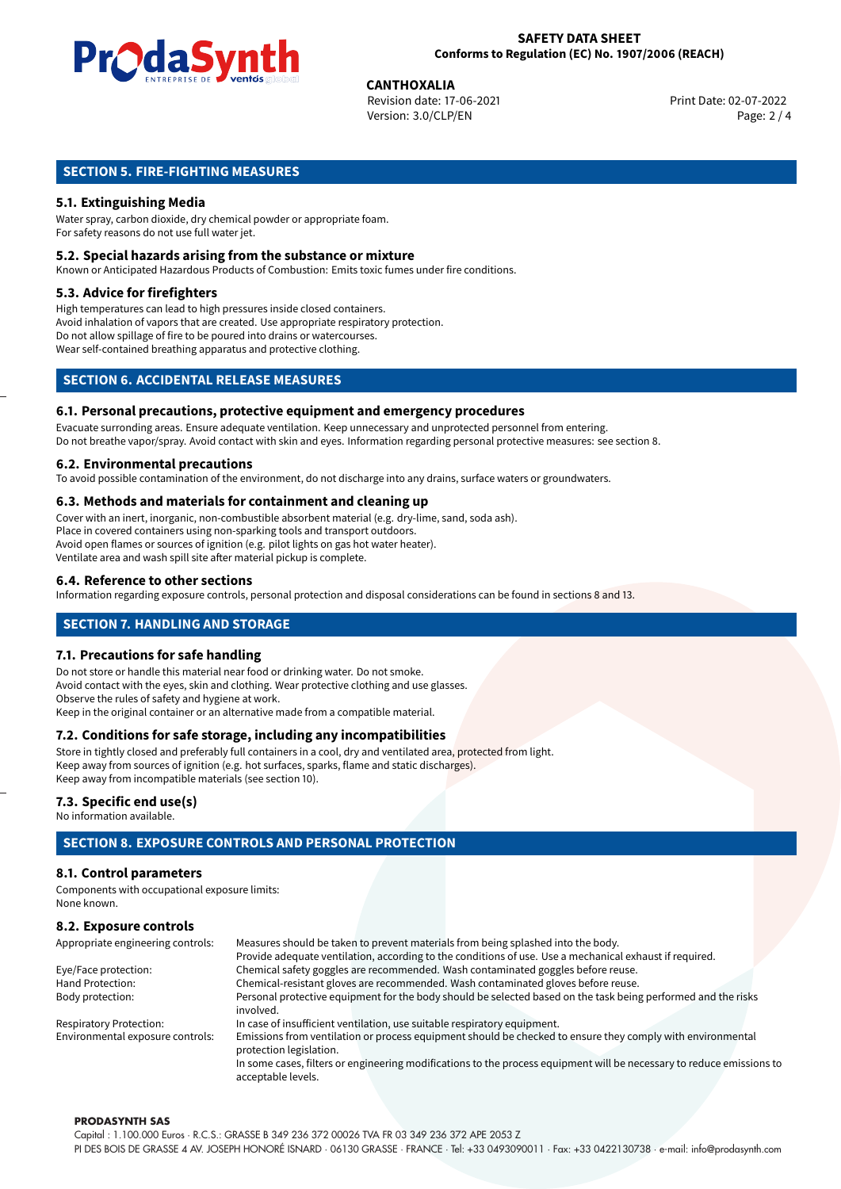## SECTION 5. FIRE-FIGHTING MEASURES

### 5.1. Extinguishing Media

Water spray, carbon dioxide, dry chemical powder or appropriate foam.
For safety reasons do not use full water jet.

### 5.2. Special hazards arising from the substance or mixture

Known or Anticipated Hazardous Products of Combustion: Emits toxic fumes under fire conditions.

### 5.3. Advice for firefighters

High temperatures can lead to high pressures inside closed containers.
Avoid inhalation of vapors that are created. Use appropriate respiratory protection.
Do not allow spillage of fire to be poured into drains or watercourses.
Wear self-contained breathing apparatus and protective clothing.

## SECTION 6. ACCIDENTAL RELEASE MEASURES

### 6.1. Personal precautions, protective equipment and emergency procedures

Evacuate surronding areas. Ensure adequate ventilation. Keep unnecessary and unprotected personnel from entering.
Do not breathe vapor/spray. Avoid contact with skin and eyes. Information regarding personal protective measures: see section 8.

### 6.2. Environmental precautions

To avoid possible contamination of the environment, do not discharge into any drains, surface waters or groundwaters.

### 6.3. Methods and materials for containment and cleaning up

Cover with an inert, inorganic, non-combustible absorbent material (e.g. dry-lime, sand, soda ash).
Place in covered containers using non-sparking tools and transport outdoors.
Avoid open flames or sources of ignition (e.g. pilot lights on gas hot water heater).
Ventilate area and wash spill site after material pickup is complete.

### 6.4. Reference to other sections

Information regarding exposure controls, personal protection and disposal considerations can be found in sections 8 and 13.

## SECTION 7. HANDLING AND STORAGE

### 7.1. Precautions for safe handling

Do not store or handle this material near food or drinking water. Do not smoke.
Avoid contact with the eyes, skin and clothing. Wear protective clothing and use glasses.
Observe the rules of safety and hygiene at work.
Keep in the original container or an alternative made from a compatible material.

### 7.2. Conditions for safe storage, including any incompatibilities

Store in tightly closed and preferably full containers in a cool, dry and ventilated area, protected from light.
Keep away from sources of ignition (e.g. hot surfaces, sparks, flame and static discharges).
Keep away from incompatible materials (see section 10).

### 7.3. Specific end use(s)

No information available.

## SECTION 8. EXPOSURE CONTROLS AND PERSONAL PROTECTION

### 8.1. Control parameters

Components with occupational exposure limits:
None known.

### 8.2. Exposure controls

| | |
|---|---|
| Appropriate engineering controls: | Measures should be taken to prevent materials from being splashed into the body. Provide adequate ventilation, according to the conditions of use. Use a mechanical exhaust if required. |
| Eye/Face protection: | Chemical safety goggles are recommended. Wash contaminated goggles before reuse. |
| Hand Protection: | Chemical-resistant gloves are recommended. Wash contaminated gloves before reuse. |
| Body protection: | Personal protective equipment for the body should be selected based on the task being performed and the risks involved. |
| Respiratory Protection: | In case of insufficient ventilation, use suitable respiratory equipment. |
| Environmental exposure controls: | Emissions from ventilation or process equipment should be checked to ensure they comply with environmental protection legislation. In some cases, filters or engineering modifications to the process equipment will be necessary to reduce emissions to acceptable levels. |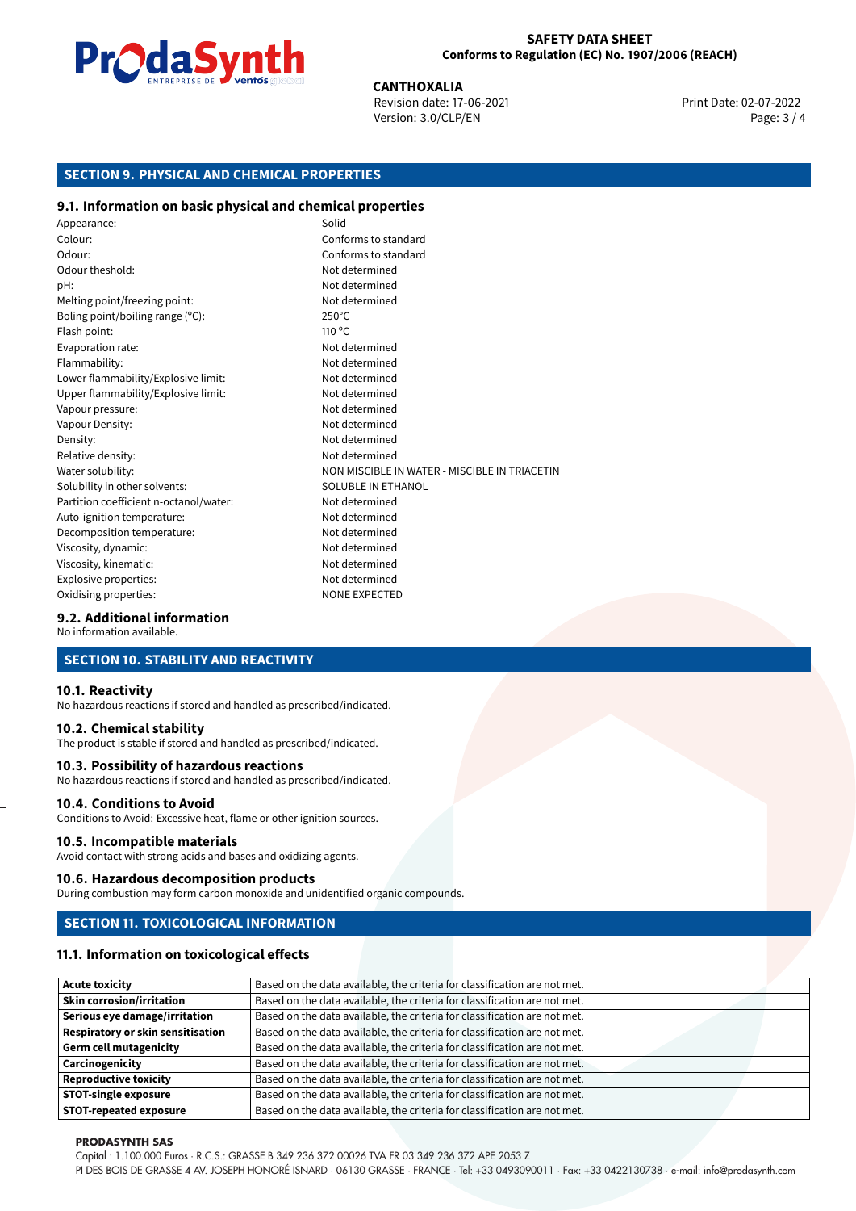## SECTION 9. PHYSICAL AND CHEMICAL PROPERTIES

### 9.1. Information on basic physical and chemical properties

| | |
|---|---|
| Appearance: | Solid |
| Colour: | Conforms to standard |
| Odour: | Conforms to standard |
| Odour theshold: | Not determined |
| pH: | Not determined |
| Melting point/freezing point: | Not determined |
| Boling point/boiling range (°C): | 250°C |
| Flash point: | 110 °C |
| Evaporation rate: | Not determined |
| Flammability: | Not determined |
| Lower flammability/Explosive limit: | Not determined |
| Upper flammability/Explosive limit: | Not determined |
| Vapour pressure: | Not determined |
| Vapour Density: | Not determined |
| Density: | Not determined |
| Relative density: | Not determined |
| Water solubility: | NON MISCIBLE IN WATER - MISCIBLE IN TRIACETIN |
| Solubility in other solvents: | SOLUBLE IN ETHANOL |
| Partition coefficient n-octanol/water: | Not determined |
| Auto-ignition temperature: | Not determined |
| Decomposition temperature: | Not determined |
| Viscosity, dynamic: | Not determined |
| Viscosity, kinematic: | Not determined |
| Explosive properties: | Not determined |
| Oxidising properties: | NONE EXPECTED |

### 9.2. Additional information

No information available.

## SECTION 10. STABILITY AND REACTIVITY

### 10.1. Reactivity

No hazardous reactions if stored and handled as prescribed/indicated.

### 10.2. Chemical stability

The product is stable if stored and handled as prescribed/indicated.

### 10.3. Possibility of hazardous reactions

No hazardous reactions if stored and handled as prescribed/indicated.

### 10.4. Conditions to Avoid

Conditions to Avoid: Excessive heat, flame or other ignition sources.

### 10.5. Incompatible materials

Avoid contact with strong acids and bases and oxidizing agents.

### 10.6. Hazardous decomposition products

During combustion may form carbon monoxide and unidentified organic compounds.

## SECTION 11. TOXICOLOGICAL INFORMATION

### 11.1. Information on toxicological effects

| | |
|---|---|
| **Acute toxicity** | Based on the data available, the criteria for classification are not met. |
| **Skin corrosion/irritation** | Based on the data available, the criteria for classification are not met. |
| **Serious eye damage/irritation** | Based on the data available, the criteria for classification are not met. |
| **Respiratory or skin sensitisation** | Based on the data available, the criteria for classification are not met. |
| **Germ cell mutagenicity** | Based on the data available, the criteria for classification are not met. |
| **Carcinogenicity** | Based on the data available, the criteria for classification are not met. |
| **Reproductive toxicity** | Based on the data available, the criteria for classification are not met. |
| **STOT-single exposure** | Based on the data available, the criteria for classification are not met. |
| **STOT-repeated exposure** | Based on the data available, the criteria for classification are not met. |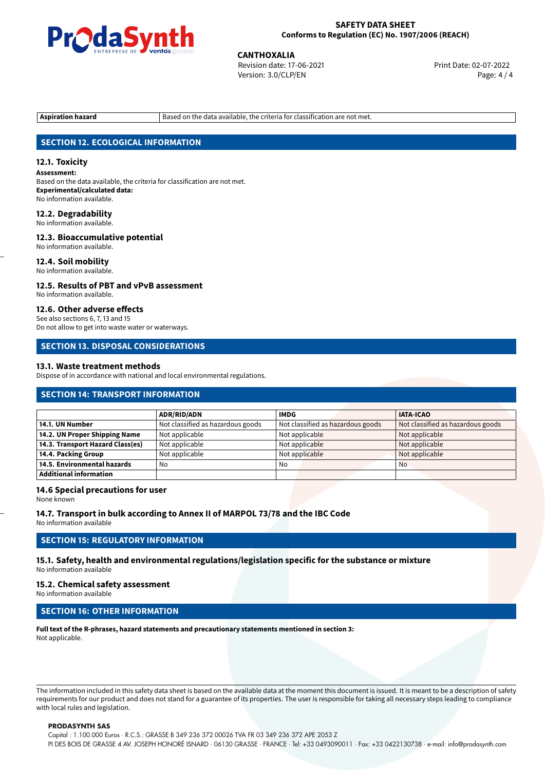| | |
|---|---|
| **Aspiration hazard** | Based on the data available, the criteria for classification are not met. |

## SECTION 12. ECOLOGICAL INFORMATION

### 12.1. Toxicity

**Assessment:**
Based on the data available, the criteria for classification are not met.
**Experimental/calculated data:**
No information available.

### 12.2. Degradability

No information available.

### 12.3. Bioaccumulative potential

No information available.

### 12.4. Soil mobility

No information available.

### 12.5. Results of PBT and vPvB assessment

No information available.

### 12.6. Other adverse effects

See also sections 6, 7, 13 and 15
Do not allow to get into waste water or waterways.

## SECTION 13. DISPOSAL CONSIDERATIONS

### 13.1. Waste treatment methods

Dispose of in accordance with national and local environmental regulations.

## SECTION 14: TRANSPORT INFORMATION

| | ADR/RID/ADN | IMDG | IATA-ICAO |
|---|---|---|---|
| **14.1. UN Number** | Not classified as hazardous goods | Not classified as hazardous goods | Not classified as hazardous goods |
| **14.2. UN Proper Shipping Name** | Not applicable | Not applicable | Not applicable |
| **14.3. Transport Hazard Class(es)** | Not applicable | Not applicable | Not applicable |
| **14.4. Packing Group** | Not applicable | Not applicable | Not applicable |
| **14.5. Environmental hazards** | No | No | No |
| **Additional information** | | | |

### 14.6 Special precautions for user

None known

### 14.7. Transport in bulk according to Annex II of MARPOL 73/78 and the IBC Code

No information available

## SECTION 15: REGULATORY INFORMATION

### 15.1. Safety, health and environmental regulations/legislation specific for the substance or mixture

No information available

### 15.2. Chemical safety assessment

No information available

## SECTION 16: OTHER INFORMATION

**Full text of the R-phrases, hazard statements and precautionary statements mentioned in section 3:**
Not applicable.

The information included in this safety data sheet is based on the available data at the moment this document is issued. It is meant to be a description of safety requirements for our product and does not stand for a guarantee of its properties. The user is responsible for taking all necessary steps leading to compliance with local rules and legislation.